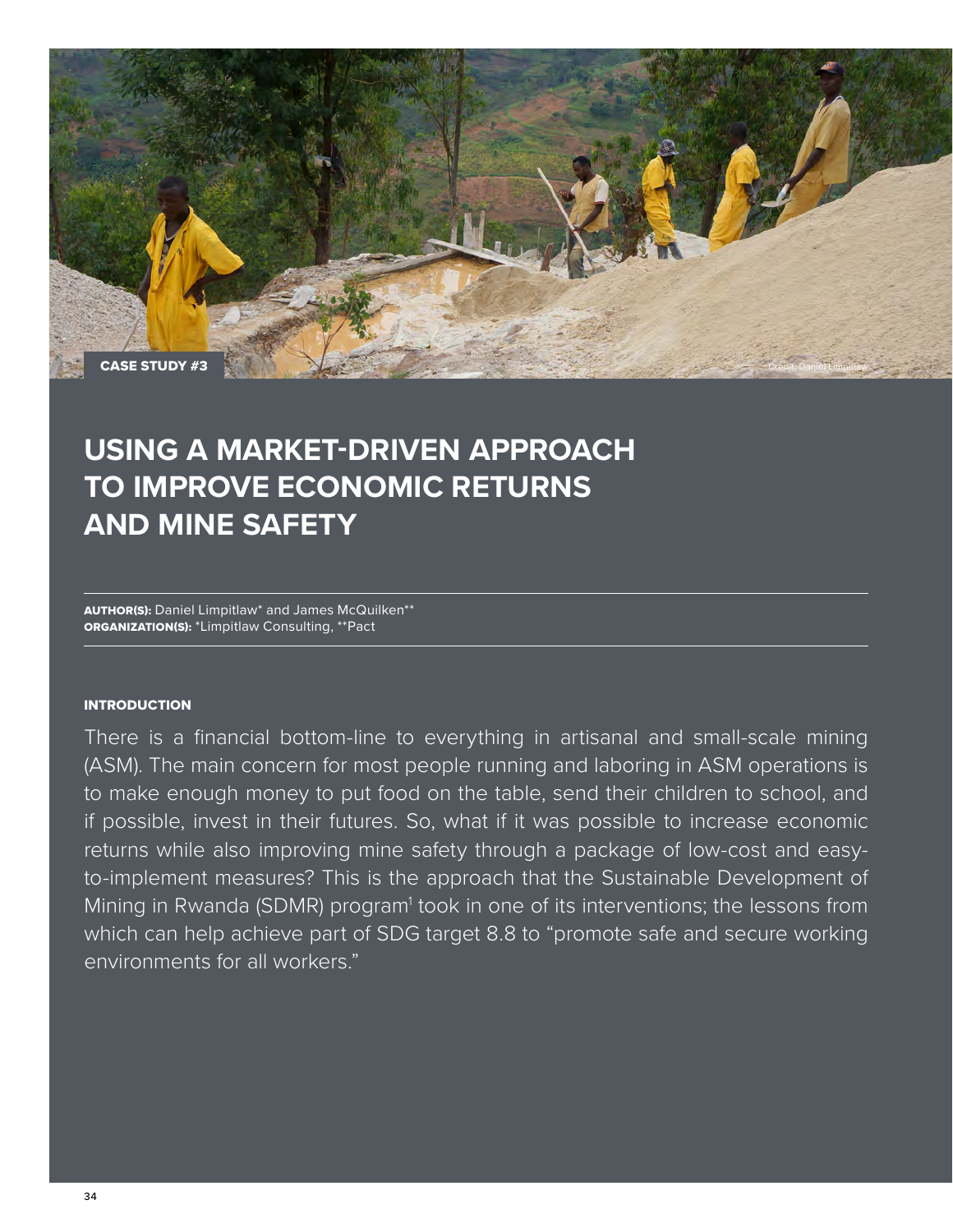CASE STUDY #3

Credit: Daniel Limpitlaw

# USING A MARKET-DRIVEN APPROACH TO IMPROVE ECONOMIC RETURNS AND MINE SAFETY

**AUTHOR(S):** Daniel Limpitlaw* and James McQuilken**
**ORGANIZATION(S):** *Limpitlaw Consulting, **Pact

## INTRODUCTION

There is a financial bottom-line to everything in artisanal and small-scale mining (ASM). The main concern for most people running and laboring in ASM operations is to make enough money to put food on the table, send their children to school, and if possible, invest in their futures. So, what if it was possible to increase economic returns while also improving mine safety through a package of low-cost and easy-to-implement measures? This is the approach that the Sustainable Development of Mining in Rwanda (SDMR) program[1] took in one of its interventions; the lessons from which can help achieve part of SDG target 8.8 to "promote safe and secure working environments for all workers."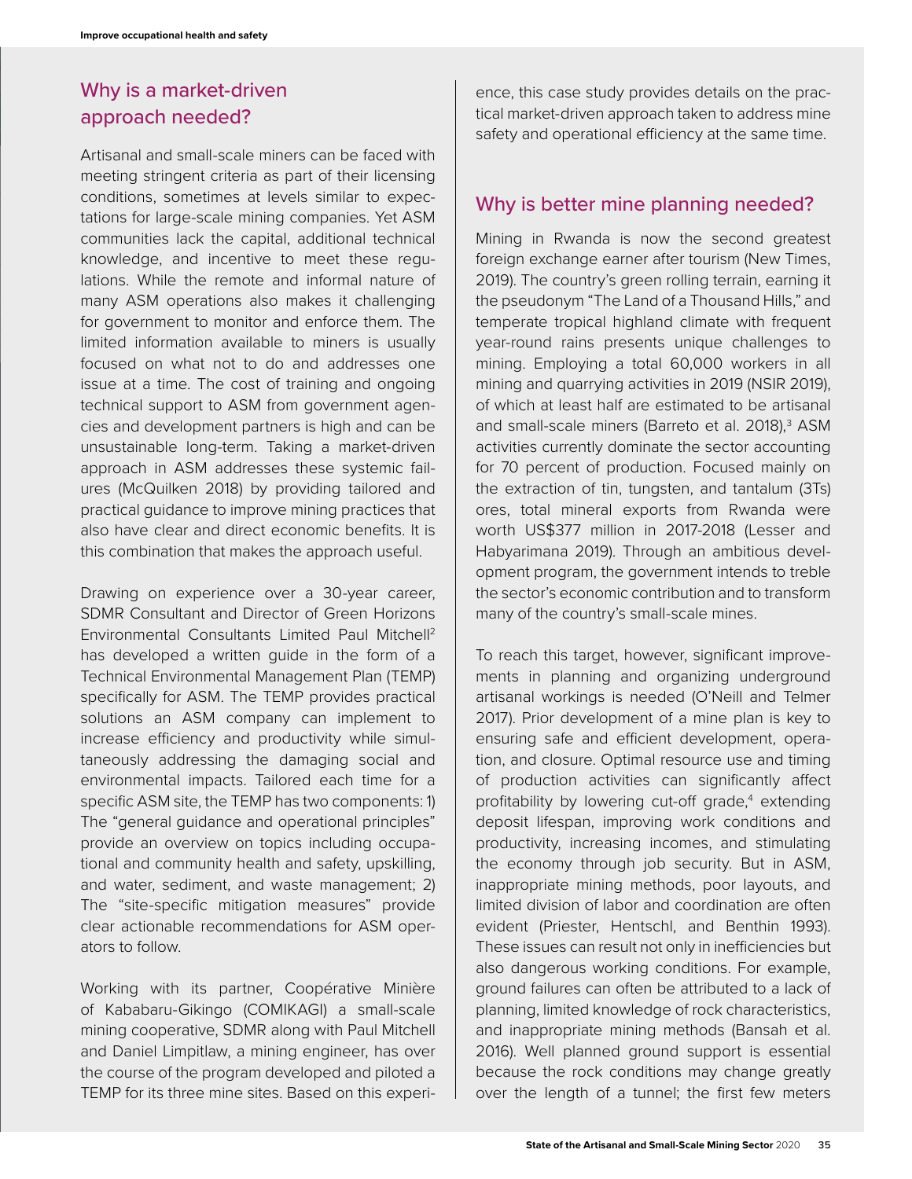## Why is a market-driven approach needed?

Artisanal and small-scale miners can be faced with meeting stringent criteria as part of their licensing conditions, sometimes at levels similar to expectations for large-scale mining companies. Yet ASM communities lack the capital, additional technical knowledge, and incentive to meet these regulations. While the remote and informal nature of many ASM operations also makes it challenging for government to monitor and enforce them. The limited information available to miners is usually focused on what not to do and addresses one issue at a time. The cost of training and ongoing technical support to ASM from government agencies and development partners is high and can be unsustainable long-term. Taking a market-driven approach in ASM addresses these systemic failures (McQuilken 2018) by providing tailored and practical guidance to improve mining practices that also have clear and direct economic benefits. It is this combination that makes the approach useful.

Drawing on experience over a 30-year career, SDMR Consultant and Director of Green Horizons Environmental Consultants Limited Paul Mitchell[2] has developed a written guide in the form of a Technical Environmental Management Plan (TEMP) specifically for ASM. The TEMP provides practical solutions an ASM company can implement to increase efficiency and productivity while simultaneously addressing the damaging social and environmental impacts. Tailored each time for a specific ASM site, the TEMP has two components: 1) The "general guidance and operational principles" provide an overview on topics including occupational and community health and safety, upskilling, and water, sediment, and waste management; 2) The "site-specific mitigation measures" provide clear actionable recommendations for ASM operators to follow.

Working with its partner, Coopérative Minière of Kababaru-Gikingo (COMIKAGI) a small-scale mining cooperative, SDMR along with Paul Mitchell and Daniel Limpitlaw, a mining engineer, has over the course of the program developed and piloted a TEMP for its three mine sites. Based on this experience, this case study provides details on the practical market-driven approach taken to address mine safety and operational efficiency at the same time.

## Why is better mine planning needed?

Mining in Rwanda is now the second greatest foreign exchange earner after tourism (New Times, 2019). The country's green rolling terrain, earning it the pseudonym "The Land of a Thousand Hills," and temperate tropical highland climate with frequent year-round rains presents unique challenges to mining. Employing a total 60,000 workers in all mining and quarrying activities in 2019 (NSIR 2019), of which at least half are estimated to be artisanal and small-scale miners (Barreto et al. 2018),[3] ASM activities currently dominate the sector accounting for 70 percent of production. Focused mainly on the extraction of tin, tungsten, and tantalum (3Ts) ores, total mineral exports from Rwanda were worth US$377 million in 2017-2018 (Lesser and Habyarimana 2019). Through an ambitious development program, the government intends to treble the sector's economic contribution and to transform many of the country's small-scale mines.

To reach this target, however, significant improvements in planning and organizing underground artisanal workings is needed (O'Neill and Telmer 2017). Prior development of a mine plan is key to ensuring safe and efficient development, operation, and closure. Optimal resource use and timing of production activities can significantly affect profitability by lowering cut-off grade,[4] extending deposit lifespan, improving work conditions and productivity, increasing incomes, and stimulating the economy through job security. But in ASM, inappropriate mining methods, poor layouts, and limited division of labor and coordination are often evident (Priester, Hentschl, and Benthin 1993). These issues can result not only in inefficiencies but also dangerous working conditions. For example, ground failures can often be attributed to a lack of planning, limited knowledge of rock characteristics, and inappropriate mining methods (Bansah et al. 2016). Well planned ground support is essential because the rock conditions may change greatly over the length of a tunnel; the first few meters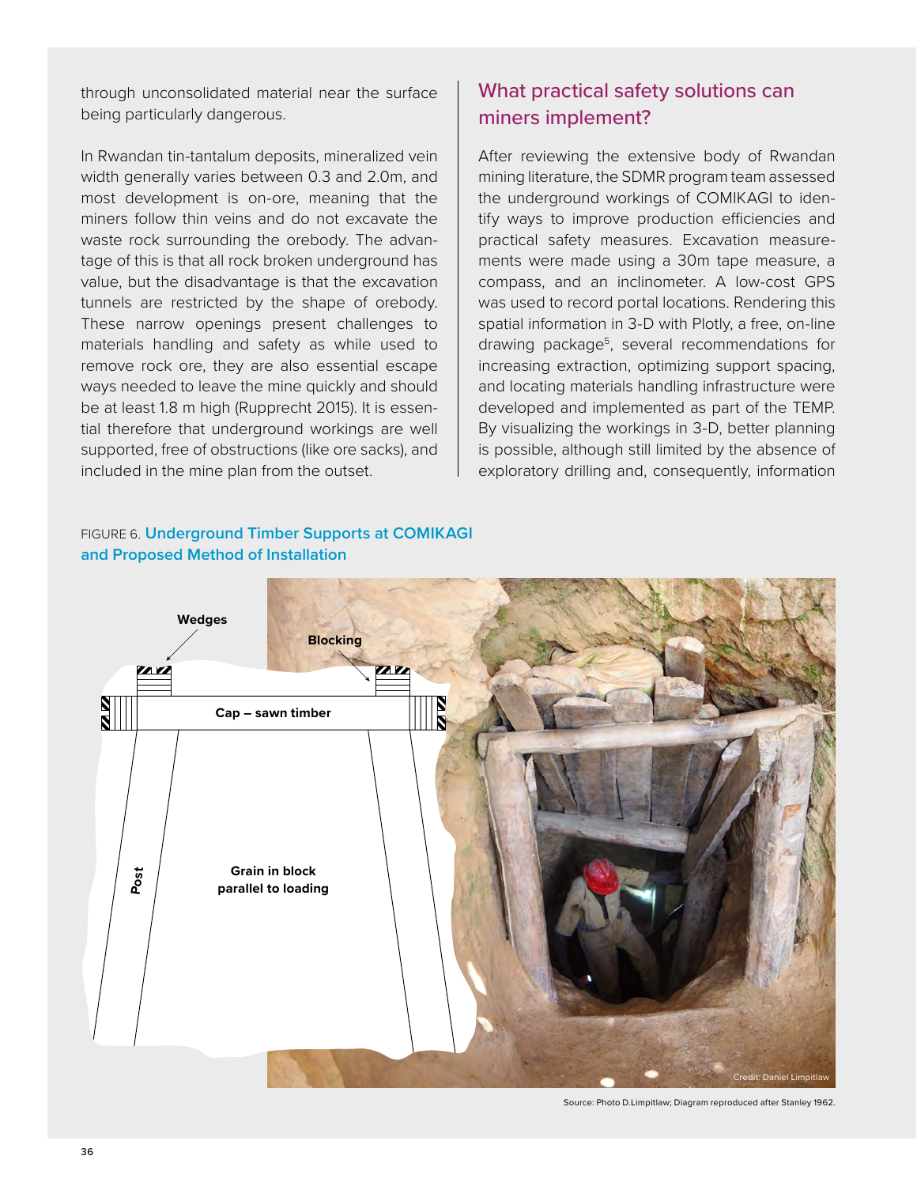through unconsolidated material near the surface being particularly dangerous.

In Rwandan tin-tantalum deposits, mineralized vein width generally varies between 0.3 and 2.0m, and most development is on-ore, meaning that the miners follow thin veins and do not excavate the waste rock surrounding the orebody. The advantage of this is that all rock broken underground has value, but the disadvantage is that the excavation tunnels are restricted by the shape of orebody. These narrow openings present challenges to materials handling and safety as while used to remove rock ore, they are also essential escape ways needed to leave the mine quickly and should be at least 1.8 m high (Rupprecht 2015). It is essential therefore that underground workings are well supported, free of obstructions (like ore sacks), and included in the mine plan from the outset.

## What practical safety solutions can miners implement?

After reviewing the extensive body of Rwandan mining literature, the SDMR program team assessed the underground workings of COMIKAGI to identify ways to improve production efficiencies and practical safety measures. Excavation measurements were made using a 30m tape measure, a compass, and an inclinometer. A low-cost GPS was used to record portal locations. Rendering this spatial information in 3-D with Plotly, a free, on-line drawing package[5], several recommendations for increasing extraction, optimizing support spacing, and locating materials handling infrastructure were developed and implemented as part of the TEMP. By visualizing the workings in 3-D, better planning is possible, although still limited by the absence of exploratory drilling and, consequently, information

FIGURE 6. **Underground Timber Supports at COMIKAGI and Proposed Method of Installation**

Source: Photo D.Limpitlaw; Diagram reproduced after Stanley 1962.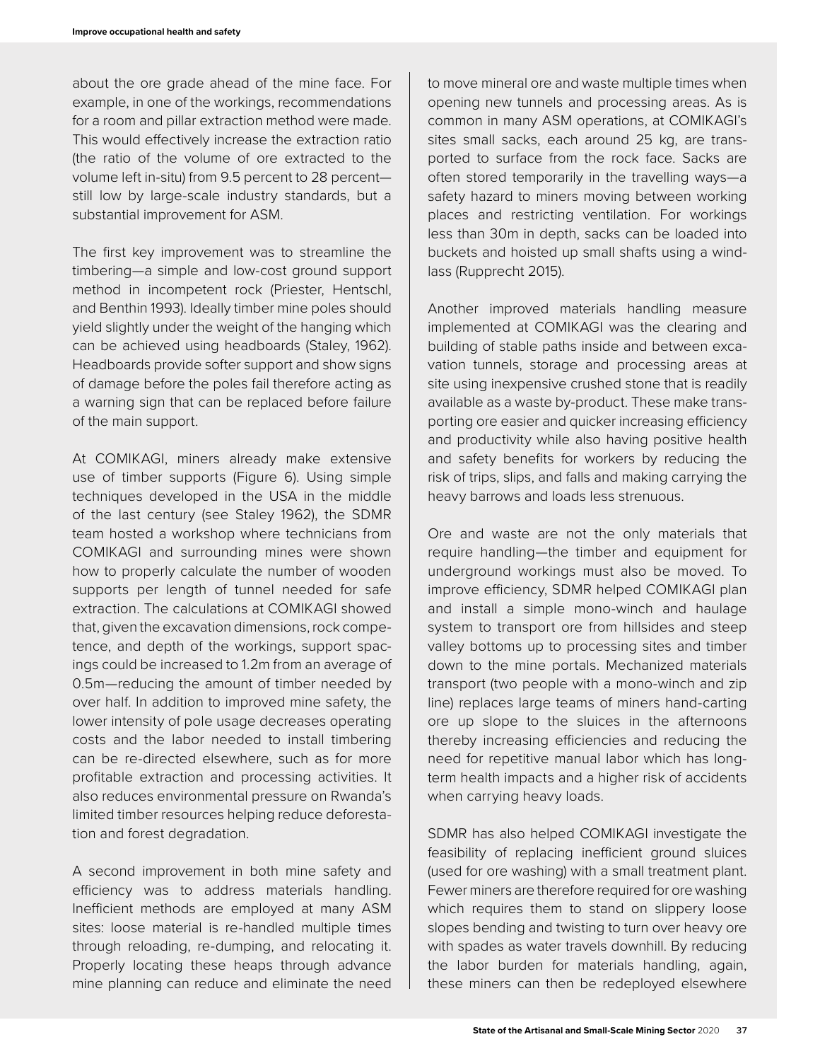about the ore grade ahead of the mine face. For example, in one of the workings, recommendations for a room and pillar extraction method were made. This would effectively increase the extraction ratio (the ratio of the volume of ore extracted to the volume left in-situ) from 9.5 percent to 28 percent—still low by large-scale industry standards, but a substantial improvement for ASM.

The first key improvement was to streamline the timbering—a simple and low-cost ground support method in incompetent rock (Priester, Hentschl, and Benthin 1993). Ideally timber mine poles should yield slightly under the weight of the hanging which can be achieved using headboards (Staley, 1962). Headboards provide softer support and show signs of damage before the poles fail therefore acting as a warning sign that can be replaced before failure of the main support.

At COMIKAGI, miners already make extensive use of timber supports (Figure 6). Using simple techniques developed in the USA in the middle of the last century (see Staley 1962), the SDMR team hosted a workshop where technicians from COMIKAGI and surrounding mines were shown how to properly calculate the number of wooden supports per length of tunnel needed for safe extraction. The calculations at COMIKAGI showed that, given the excavation dimensions, rock competence, and depth of the workings, support spacings could be increased to 1.2m from an average of 0.5m—reducing the amount of timber needed by over half. In addition to improved mine safety, the lower intensity of pole usage decreases operating costs and the labor needed to install timbering can be re-directed elsewhere, such as for more profitable extraction and processing activities. It also reduces environmental pressure on Rwanda's limited timber resources helping reduce deforestation and forest degradation.

A second improvement in both mine safety and efficiency was to address materials handling. Inefficient methods are employed at many ASM sites: loose material is re-handled multiple times through reloading, re-dumping, and relocating it. Properly locating these heaps through advance mine planning can reduce and eliminate the need to move mineral ore and waste multiple times when opening new tunnels and processing areas. As is common in many ASM operations, at COMIKAGI's sites small sacks, each around 25 kg, are transported to surface from the rock face. Sacks are often stored temporarily in the travelling ways—a safety hazard to miners moving between working places and restricting ventilation. For workings less than 30m in depth, sacks can be loaded into buckets and hoisted up small shafts using a windlass (Rupprecht 2015).

Another improved materials handling measure implemented at COMIKAGI was the clearing and building of stable paths inside and between excavation tunnels, storage and processing areas at site using inexpensive crushed stone that is readily available as a waste by-product. These make transporting ore easier and quicker increasing efficiency and productivity while also having positive health and safety benefits for workers by reducing the risk of trips, slips, and falls and making carrying the heavy barrows and loads less strenuous.

Ore and waste are not the only materials that require handling—the timber and equipment for underground workings must also be moved. To improve efficiency, SDMR helped COMIKAGI plan and install a simple mono-winch and haulage system to transport ore from hillsides and steep valley bottoms up to processing sites and timber down to the mine portals. Mechanized materials transport (two people with a mono-winch and zip line) replaces large teams of miners hand-carting ore up slope to the sluices in the afternoons thereby increasing efficiencies and reducing the need for repetitive manual labor which has long-term health impacts and a higher risk of accidents when carrying heavy loads.

SDMR has also helped COMIKAGI investigate the feasibility of replacing inefficient ground sluices (used for ore washing) with a small treatment plant. Fewer miners are therefore required for ore washing which requires them to stand on slippery loose slopes bending and twisting to turn over heavy ore with spades as water travels downhill. By reducing the labor burden for materials handling, again, these miners can then be redeployed elsewhere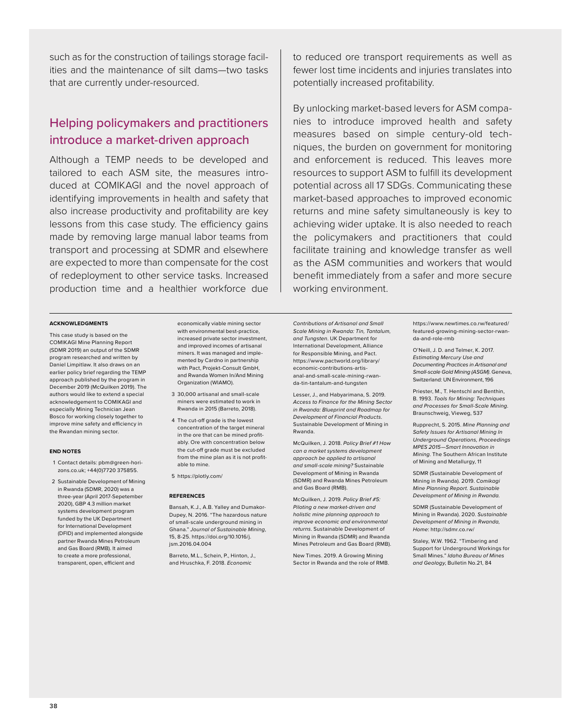such as for the construction of tailings storage facilities and the maintenance of silt dams—two tasks that are currently under-resourced.

## Helping policymakers and practitioners introduce a market-driven approach

Although a TEMP needs to be developed and tailored to each ASM site, the measures introduced at COMIKAGI and the novel approach of identifying improvements in health and safety that also increase productivity and profitability are key lessons from this case study. The efficiency gains made by removing large manual labor teams from transport and processing at SDMR and elsewhere are expected to more than compensate for the cost of redeployment to other service tasks. Increased production time and a healthier workforce due to reduced ore transport requirements as well as fewer lost time incidents and injuries translates into potentially increased profitability.

By unlocking market-based levers for ASM companies to introduce improved health and safety measures based on simple century-old techniques, the burden on government for monitoring and enforcement is reduced. This leaves more resources to support ASM to fulfill its development potential across all 17 SDGs. Communicating these market-based approaches to improved economic returns and mine safety simultaneously is key to achieving wider uptake. It is also needed to reach the policymakers and practitioners that could facilitate training and knowledge transfer as well as the ASM communities and workers that would benefit immediately from a safer and more secure working environment.

#### ACKNOWLEDGMENTS

This case study is based on the COMIKAGI Mine Planning Report (SDMR 2019) an output of the SDMR program researched and written by Daniel Limpitlaw. It also draws on an earlier policy brief regarding the TEMP approach published by the program in December 2019 (McQuilken 2019). The authors would like to extend a special acknowledgement to COMIKAGI and especially Mining Technician Jean Bosco for working closely together to improve mine safety and efficiency in the Rwandan mining sector.

#### END NOTES

1. Contact details: pbm@green-horizons.co.uk; +44(0)7720 375855.
2. Sustainable Development of Mining in Rwanda (SDMR, 2020) was a three-year (April 2017-Sepetember 2020), GBP 4.3 million market systems development program funded by the UK Department for International Development (DFID) and implemented alongside partner Rwanda Mines Petroleum and Gas Board (RMB). It aimed to create a more professional, transparent, open, efficient and economically viable mining sector with environmental best-practice, increased private sector investment, and improved incomes of artisanal miners. It was managed and implemented by Cardno in partnership with Pact, Projekt-Consult GmbH, and Rwanda Women In/And Mining Organization (WIAMO).
3. 30,000 artisanal and small-scale miners were estimated to work in Rwanda in 2015 (Barreto, 2018).
4. The cut-off grade is the lowest concentration of the target mineral in the ore that can be mined profitably. Ore with concentration below the cut-off grade must be excluded from the mine plan as it is not profitable to mine.
5. https://plotly.com/

#### REFERENCES

Bansah, K.J., A.B. Yalley and Dumakor-Dupey, N. 2016. "The hazardous nature of small-scale underground mining in Ghana." *Journal of Sustainable Mining*, 15, 8-25. https://doi.org/10.1016/j.jsm.2016.04.004

Barreto, M.L., Schein, P., Hinton, J., and Hruschka, F. 2018. *Economic Contributions of Artisanal and Small Scale Mining in Rwanda: Tin, Tantalum, and Tungsten*. UK Department for International Development, Alliance for Responsible Mining, and Pact. https://www.pactworld.org/library/economic-contributions-artisanal-and-small-scale-mining-rwanda-tin-tantalum-and-tungsten

Lesser, J., and Habyarimana, S. 2019. *Access to Finance for the Mining Sector in Rwanda: Blueprint and Roadmap for Development of Financial Products*. Sustainable Development of Mining in Rwanda.

McQuilken, J. 2018. *Policy Brief #1 How can a market systems development approach be applied to artisanal and small-scale mining?* Sustainable Development of Mining in Rwanda (SDMR) and Rwanda Mines Petroleum and Gas Board (RMB).

McQuilken, J. 2019. *Policy Brief #5: Piloting a new market-driven and holistic mine planning approach to improve economic and environmental returns*. Sustainable Development of Mining in Rwanda (SDMR) and Rwanda Mines Petroleum and Gas Board (RMB).

New Times. 2019. A Growing Mining Sector in Rwanda and the role of RMB. https://www.newtimes.co.rw/featured/featured-growing-mining-sector-rwanda-and-role-rmb

O'Neill, J. D. and Telmer, K. 2017. *Estimating Mercury Use and Documenting Practices in Artisanal and Small-scale Gold Mining (ASGM)*. Geneva, Switzerland: UN Environment, 196

Priester, M., T. Hentschl and Benthin, B. 1993. *Tools for Mining: Techniques and Processes for Small-Scale Mining*. Braunschweig, Vieweg, 537

Rupprecht, S. 2015. *Mine Planning and Safety Issues for Artisanal Mining In Underground Operations, Proceedings MPES 2015—Smart Innovation in Mining*. The Southern African Institute of Mining and Metallurgy, 11

SDMR (Sustainable Development of Mining in Rwanda). 2019. *Comikagi Mine Planning Report. Sustainable Development of Mining in Rwanda.*

SDMR (Sustainable Development of Mining in Rwanda). 2020. *Sustainable Development of Mining in Rwanda, Home*: http://sdmr.co.rw/

Staley, W.W. 1962. "Timbering and Support for Underground Workings for Small Mines." *Idaho Bureau of Mines and Geology*, Bulletin No.21, 84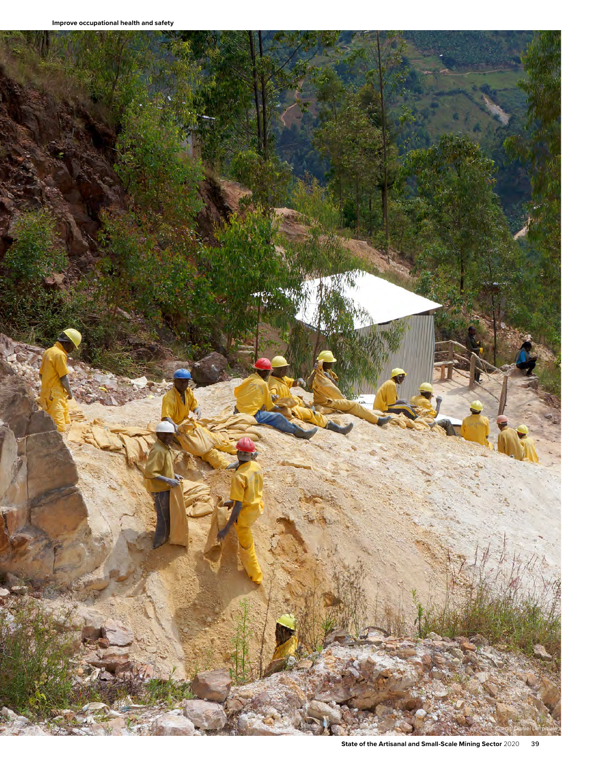Credit: Daniel Limpitlaw